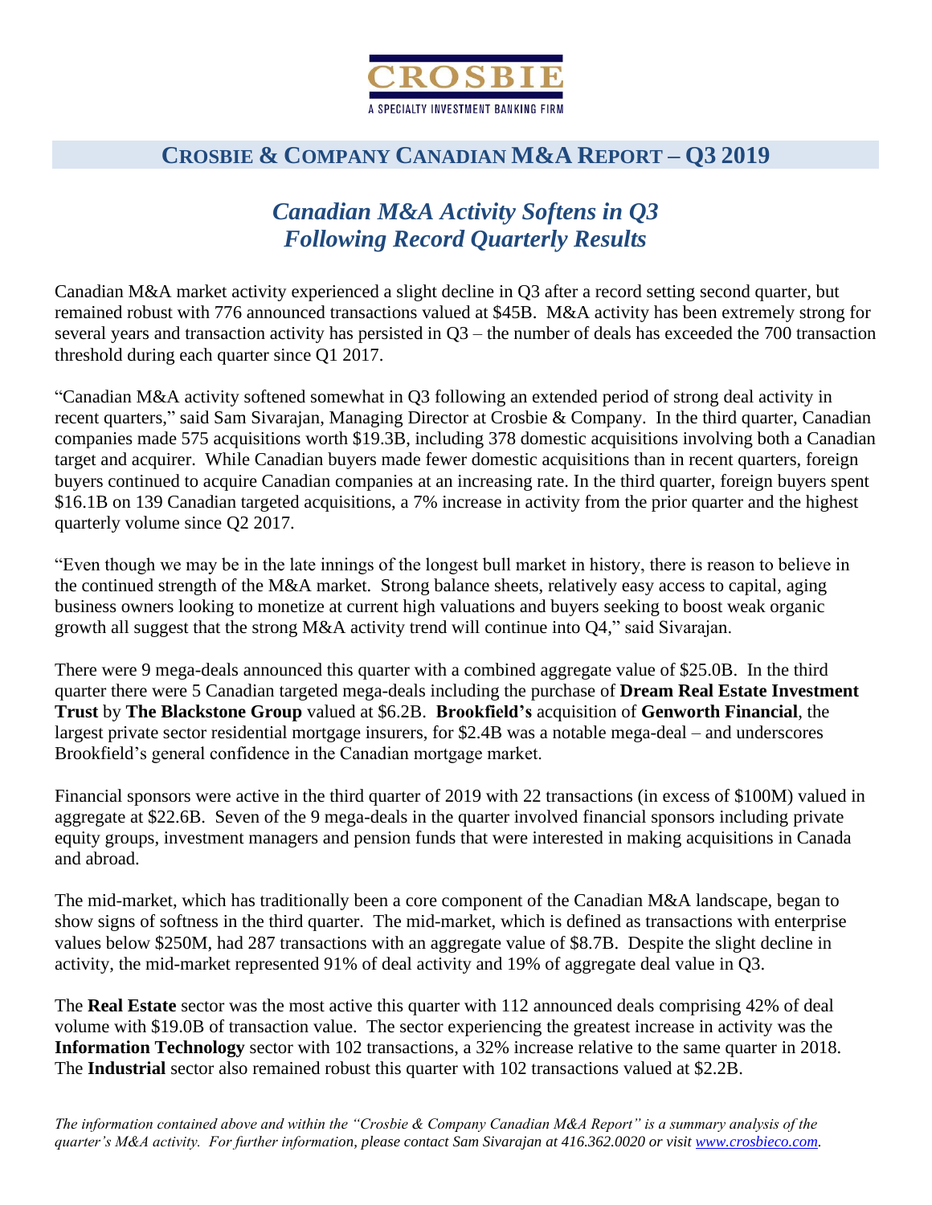CROSBIE

A SPECIALTY INVESTMENT BANKING FIRM

# CROSBIE & COMPANY CANADIAN M&A REPORT – Q3 2019

## *Canadian M&A Activity Softens in Q3 Following Record Quarterly Results*

Canadian M&A market activity experienced a slight decline in Q3 after a record setting second quarter, but remained robust with 776 announced transactions valued at $45B. M&A activity has been extremely strong for several years and transaction activity has persisted in Q3 – the number of deals has exceeded the 700 transaction threshold during each quarter since Q1 2017.

"Canadian M&A activity softened somewhat in Q3 following an extended period of strong deal activity in recent quarters," said Sam Sivarajan, Managing Director at Crosbie & Company. In the third quarter, Canadian companies made 575 acquisitions worth $19.3B, including 378 domestic acquisitions involving both a Canadian target and acquirer. While Canadian buyers made fewer domestic acquisitions than in recent quarters, foreign buyers continued to acquire Canadian companies at an increasing rate. In the third quarter, foreign buyers spent $16.1B on 139 Canadian targeted acquisitions, a 7% increase in activity from the prior quarter and the highest quarterly volume since Q2 2017.

"Even though we may be in the late innings of the longest bull market in history, there is reason to believe in the continued strength of the M&A market. Strong balance sheets, relatively easy access to capital, aging business owners looking to monetize at current high valuations and buyers seeking to boost weak organic growth all suggest that the strong M&A activity trend will continue into Q4," said Sivarajan.

There were 9 mega-deals announced this quarter with a combined aggregate value of $25.0B. In the third quarter there were 5 Canadian targeted mega-deals including the purchase of **Dream Real Estate Investment Trust** by **The Blackstone Group** valued at $6.2B. **Brookfield's** acquisition of **Genworth Financial**, the largest private sector residential mortgage insurers, for $2.4B was a notable mega-deal – and underscores Brookfield's general confidence in the Canadian mortgage market.

Financial sponsors were active in the third quarter of 2019 with 22 transactions (in excess of $100M) valued in aggregate at $22.6B. Seven of the 9 mega-deals in the quarter involved financial sponsors including private equity groups, investment managers and pension funds that were interested in making acquisitions in Canada and abroad.

The mid-market, which has traditionally been a core component of the Canadian M&A landscape, began to show signs of softness in the third quarter. The mid-market, which is defined as transactions with enterprise values below $250M, had 287 transactions with an aggregate value of $8.7B. Despite the slight decline in activity, the mid-market represented 91% of deal activity and 19% of aggregate deal value in Q3.

The **Real Estate** sector was the most active this quarter with 112 announced deals comprising 42% of deal volume with $19.0B of transaction value. The sector experiencing the greatest increase in activity was the **Information Technology** sector with 102 transactions, a 32% increase relative to the same quarter in 2018. The **Industrial** sector also remained robust this quarter with 102 transactions valued at $2.2B.

*The information contained above and within the "Crosbie & Company Canadian M&A Report" is a summary analysis of the quarter's M&A activity. For further information, please contact Sam Sivarajan at 416.362.0020 or visit [www.crosbieco.com](http://www.crosbieco.com).*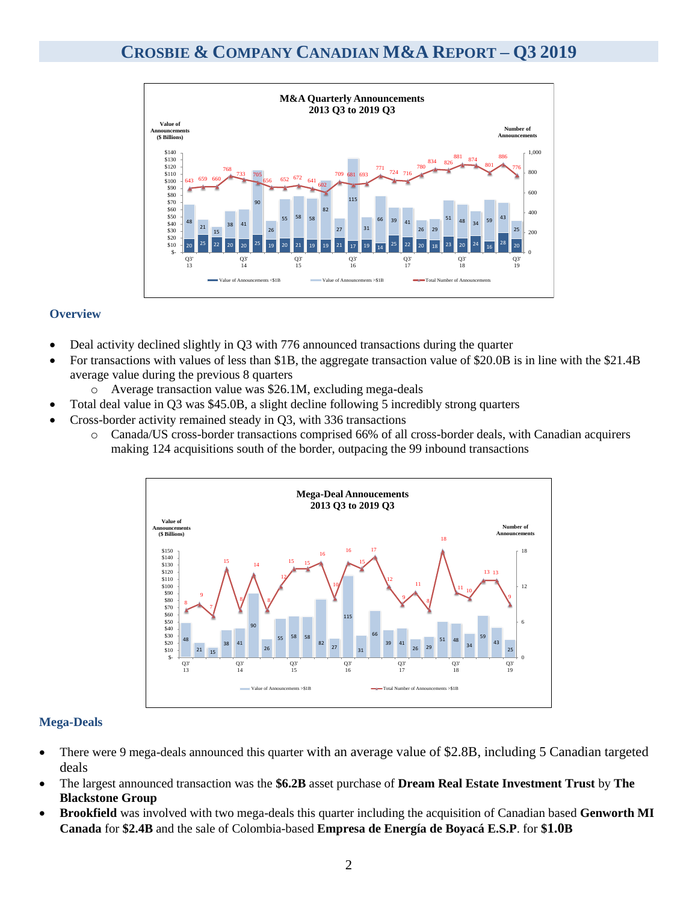# CROSBIE & COMPANY CANADIAN M&A REPORT – Q3 2019

### Overview

- Deal activity declined slightly in Q3 with 776 announced transactions during the quarter
- For transactions with values of less than $1B, the aggregate transaction value of $20.0B is in line with the $21.4B average value during the previous 8 quarters
  - Average transaction value was $26.1M, excluding mega-deals
- Total deal value in Q3 was $45.0B, a slight decline following 5 incredibly strong quarters
- Cross-border activity remained steady in Q3, with 336 transactions
  - Canada/US cross-border transactions comprised 66% of all cross-border deals, with Canadian acquirers making 124 acquisitions south of the border, outpacing the 99 inbound transactions

### Mega-Deals

- There were 9 mega-deals announced this quarter with an average value of $2.8B, including 5 Canadian targeted deals
- The largest announced transaction was the **$6.2B** asset purchase of **Dream Real Estate Investment Trust** by **The Blackstone Group**
- **Brookfield** was involved with two mega-deals this quarter including the acquisition of Canadian based **Genworth MI Canada** for **$2.4B** and the sale of Colombia-based **Empresa de Energía de Boyacá E.S.P**. for **$1.0B**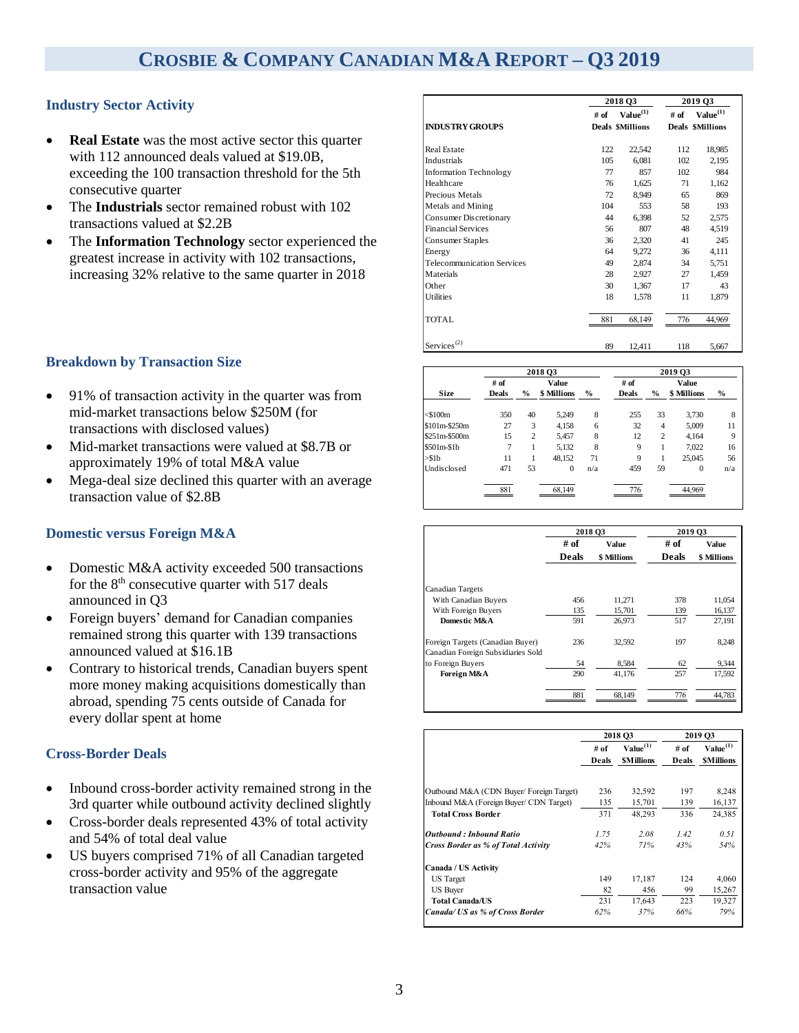# CROSBIE & COMPANY CANADIAN M&A REPORT – Q3 2019

## Industry Sector Activity

- **Real Estate** was the most active sector this quarter with 112 announced deals valued at $19.0B, exceeding the 100 transaction threshold for the 5th consecutive quarter
- The **Industrials** sector remained robust with 102 transactions valued at $2.2B
- The **Information Technology** sector experienced the greatest increase in activity with 102 transactions, increasing 32% relative to the same quarter in 2018

| INDUSTRY GROUPS | 2018 Q3 # of Deals | 2018 Q3 Value(1) $Millions | 2019 Q3 # of Deals | 2019 Q3 Value(1) $Millions |
|---|---|---|---|---|
| Real Estate | 122 | 22,542 | 112 | 18,985 |
| Industrials | 105 | 6,081 | 102 | 2,195 |
| Information Technology | 77 | 857 | 102 | 984 |
| Healthcare | 76 | 1,625 | 71 | 1,162 |
| Precious Metals | 72 | 8,949 | 65 | 869 |
| Metals and Mining | 104 | 553 | 58 | 193 |
| Consumer Discretionary | 44 | 6,398 | 52 | 2,575 |
| Financial Services | 56 | 807 | 48 | 4,519 |
| Consumer Staples | 36 | 2,320 | 41 | 245 |
| Energy | 64 | 9,272 | 36 | 4,111 |
| Telecommunication Services | 49 | 2,874 | 34 | 5,751 |
| Materials | 28 | 2,927 | 27 | 1,459 |
| Other | 30 | 1,367 | 17 | 43 |
| Utilities | 18 | 1,578 | 11 | 1,879 |
| TOTAL | 881 | 68,149 | 776 | 44,969 |
| Services(2) | 89 | 12,411 | 118 | 5,667 |

## Breakdown by Transaction Size

- 91% of transaction activity in the quarter was from mid-market transactions below $250M (for transactions with disclosed values)
- Mid-market transactions were valued at $8.7B or approximately 19% of total M&A value
- Mega-deal size declined this quarter with an average transaction value of $2.8B

| Size | 2018 Q3 # of Deals | % | Value $ Millions | % | 2019 Q3 # of Deals | % | Value $ Millions | % |
|---|---|---|---|---|---|---|---|---|
| <$100m | 350 | 40 | 5,249 | 8 | 255 | 33 | 3,730 | 8 |
| $101m-$250m | 27 | 3 | 4,158 | 6 | 32 | 4 | 5,009 | 11 |
| $251m-$500m | 15 | 2 | 5,457 | 8 | 12 | 2 | 4,164 | 9 |
| $501m-$1b | 7 | 1 | 5,132 | 8 | 9 | 1 | 7,022 | 16 |
| >$1b | 11 | 1 | 48,152 | 71 | 9 | 1 | 25,045 | 56 |
| Undisclosed | 471 | 53 | 0 | n/a | 459 | 59 | 0 | n/a |
| | 881 | | 68,149 | | 776 | | 44,969 | |

## Domestic versus Foreign M&A

- Domestic M&A activity exceeded 500 transactions for the 8th consecutive quarter with 517 deals announced in Q3
- Foreign buyers' demand for Canadian companies remained strong this quarter with 139 transactions announced valued at $16.1B
- Contrary to historical trends, Canadian buyers spent more money making acquisitions domestically than abroad, spending 75 cents outside of Canada for every dollar spent at home

| | 2018 Q3 # of Deals | 2018 Q3 Value $ Millions | 2019 Q3 # of Deals | 2019 Q3 Value $ Millions |
|---|---|---|---|---|
| Canadian Targets | | | | |
| With Canadian Buyers | 456 | 11,271 | 378 | 11,054 |
| With Foreign Buyers | 135 | 15,701 | 139 | 16,137 |
| **Domestic M&A** | 591 | 26,973 | 517 | 27,191 |
| Foreign Targets (Canadian Buyer) | 236 | 32,592 | 197 | 8,248 |
| Canadian Foreign Subsidiaries Sold to Foreign Buyers | 54 | 8,584 | 62 | 9,344 |
| **Foreign M&A** | 290 | 41,176 | 257 | 17,592 |
| | 881 | 68,149 | 776 | 44,783 |

## Cross-Border Deals

- Inbound cross-border activity remained strong in the 3rd quarter while outbound activity declined slightly
- Cross-border deals represented 43% of total activity and 54% of total deal value
- US buyers comprised 71% of all Canadian targeted cross-border activity and 95% of the aggregate transaction value

| | 2018 Q3 # of Deals | 2018 Q3 Value(1) $Millions | 2019 Q3 # of Deals | 2019 Q3 Value(1) $Millions |
|---|---|---|---|---|
| Outbound M&A (CDN Buyer/ Foreign Target) | 236 | 32,592 | 197 | 8,248 |
| Inbound M&A (Foreign Buyer/ CDN Target) | 135 | 15,701 | 139 | 16,137 |
| **Total Cross Border** | 371 | 48,293 | 336 | 24,385 |
| ***Outbound : Inbound Ratio*** | *1.75* | *2.08* | *1.42* | *0.51* |
| ***Cross Border as % of Total Activity*** | *42%* | *71%* | *43%* | *54%* |
| **Canada / US Activity** | | | | |
| US Target | 149 | 17,187 | 124 | 4,060 |
| US Buyer | 82 | 456 | 99 | 15,267 |
| **Total Canada/US** | 231 | 17,643 | 223 | 19,327 |
| ***Canada/ US as % of Cross Border*** | *62%* | *37%* | *66%* | *79%* |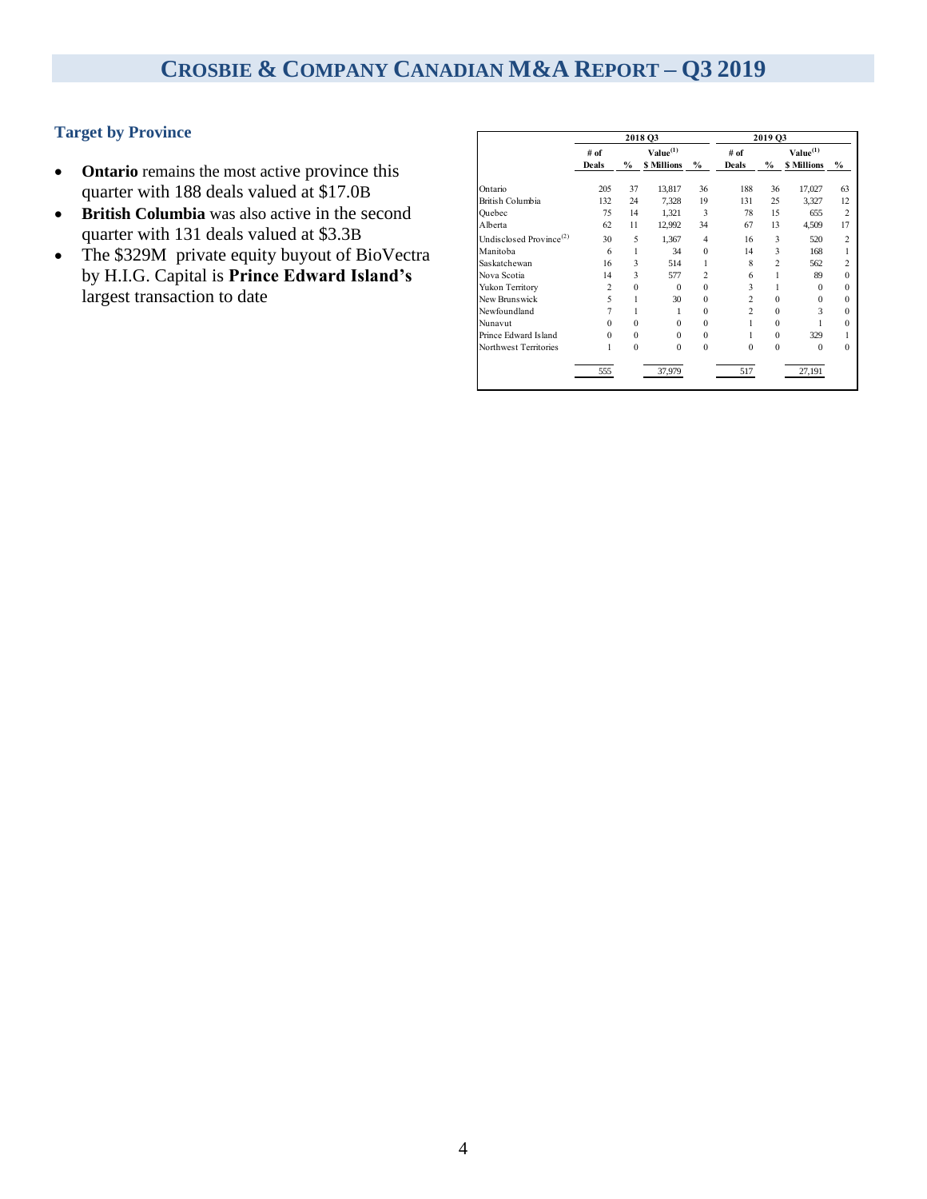# CROSBIE & COMPANY CANADIAN M&A REPORT – Q3 2019

### Target by Province

- **Ontario** remains the most active province this quarter with 188 deals valued at $17.0B
- **British Columbia** was also active in the second quarter with 131 deals valued at $3.3B
- The $329M private equity buyout of BioVectra by H.I.G. Capital is **Prince Edward Island's** largest transaction to date

| | 2018 Q3 | | | | 2019 Q3 | | | |
|---|---|---|---|---|---|---|---|---|
| | # of Deals | % | Value[1] $ Millions | % | # of Deals | % | Value[1] $ Millions | % |
| Ontario | 205 | 37 | 13,817 | 36 | 188 | 36 | 17,027 | 63 |
| British Columbia | 132 | 24 | 7,328 | 19 | 131 | 25 | 3,327 | 12 |
| Quebec | 75 | 14 | 1,321 | 3 | 78 | 15 | 655 | 2 |
| Alberta | 62 | 11 | 12,992 | 34 | 67 | 13 | 4,509 | 17 |
| Undisclosed Province[2] | 30 | 5 | 1,367 | 4 | 16 | 3 | 520 | 2 |
| Manitoba | 6 | 1 | 34 | 0 | 14 | 3 | 168 | 1 |
| Saskatchewan | 16 | 3 | 514 | 1 | 8 | 2 | 562 | 2 |
| Nova Scotia | 14 | 3 | 577 | 2 | 6 | 1 | 89 | 0 |
| Yukon Territory | 2 | 0 | 0 | 0 | 3 | 1 | 0 | 0 |
| New Brunswick | 5 | 1 | 30 | 0 | 2 | 0 | 0 | 0 |
| Newfoundland | 7 | 1 | 1 | 0 | 2 | 0 | 3 | 0 |
| Nunavut | 0 | 0 | 0 | 0 | 1 | 0 | 1 | 0 |
| Prince Edward Island | 0 | 0 | 0 | 0 | 1 | 0 | 329 | 1 |
| Northwest Territories | 1 | 0 | 0 | 0 | 0 | 0 | 0 | 0 |
| | 555 | | 37,979 | | 517 | | 27,191 | |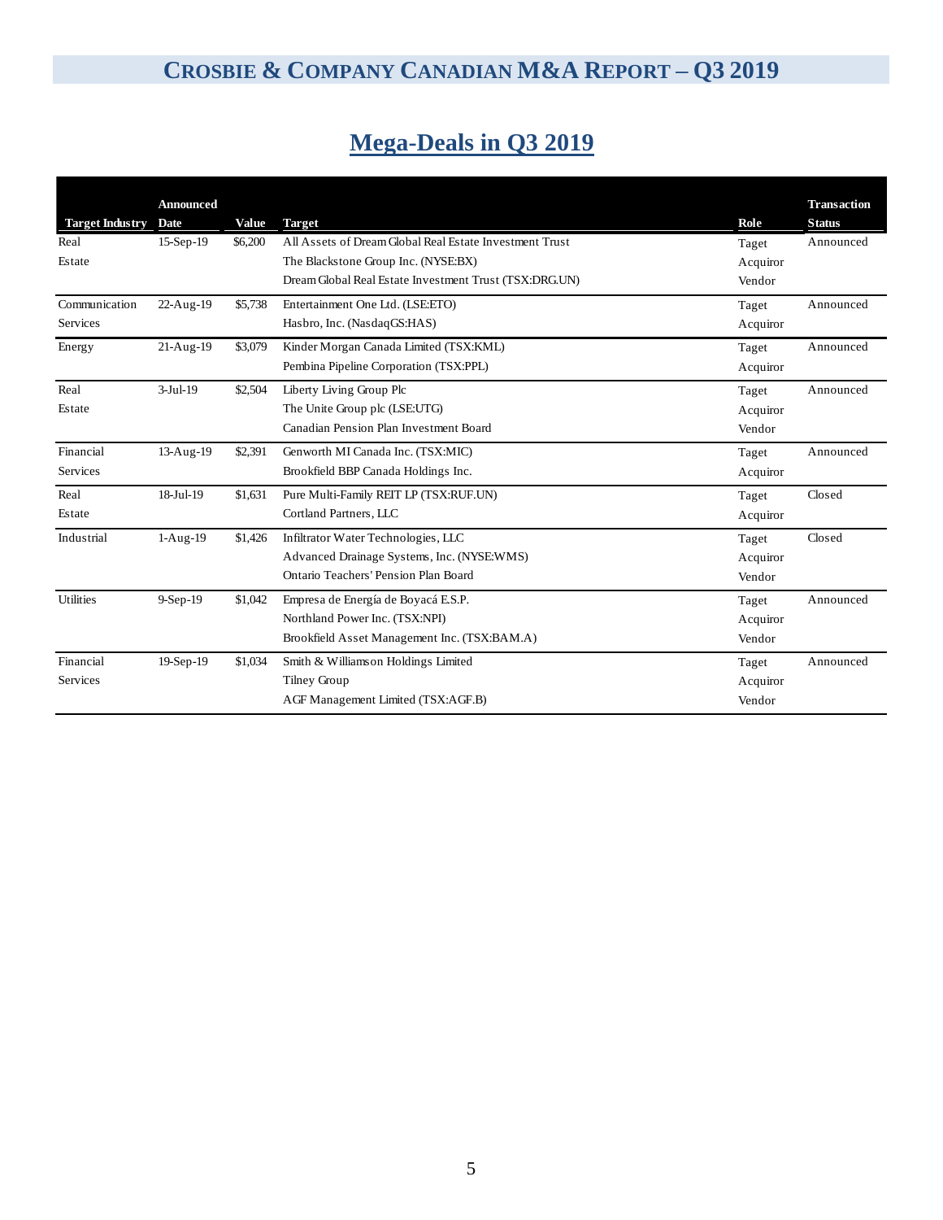## Mega-Deals in Q3 2019

| Target Industry | Announced Date | Value | Target | Role | Transaction Status |
|---|---|---|---|---|---|
| Real Estate | 15-Sep-19 | $6,200 | All Assets of Dream Global Real Estate Investment Trust | Taget | Announced |
| | | | The Blackstone Group Inc. (NYSE:BX) | Acquiror | |
| | | | Dream Global Real Estate Investment Trust (TSX:DRG.UN) | Vendor | |
| Communication Services | 22-Aug-19 | $5,738 | Entertainment One Ltd. (LSE:ETO) | Taget | Announced |
| | | | Hasbro, Inc. (NasdaqGS:HAS) | Acquiror | |
| Energy | 21-Aug-19 | $3,079 | Kinder Morgan Canada Limited (TSX:KML) | Taget | Announced |
| | | | Pembina Pipeline Corporation (TSX:PPL) | Acquiror | |
| Real Estate | 3-Jul-19 | $2,504 | Liberty Living Group Plc | Taget | Announced |
| | | | The Unite Group plc (LSE:UTG) | Acquiror | |
| | | | Canadian Pension Plan Investment Board | Vendor | |
| Financial Services | 13-Aug-19 | $2,391 | Genworth MI Canada Inc. (TSX:MIC) | Taget | Announced |
| | | | Brookfield BBP Canada Holdings Inc. | Acquiror | |
| Real Estate | 18-Jul-19 | $1,631 | Pure Multi-Family REIT LP (TSX:RUF.UN) | Taget | Closed |
| | | | Cortland Partners, LLC | Acquiror | |
| Industrial | 1-Aug-19 | $1,426 | Infiltrator Water Technologies, LLC | Taget | Closed |
| | | | Advanced Drainage Systems, Inc. (NYSE:WMS) | Acquiror | |
| | | | Ontario Teachers' Pension Plan Board | Vendor | |
| Utilities | 9-Sep-19 | $1,042 | Empresa de Energía de Boyacá E.S.P. | Taget | Announced |
| | | | Northland Power Inc. (TSX:NPI) | Acquiror | |
| | | | Brookfield Asset Management Inc. (TSX:BAM.A) | Vendor | |
| Financial Services | 19-Sep-19 | $1,034 | Smith & Williamson Holdings Limited | Taget | Announced |
| | | | Tilney Group | Acquiror | |
| | | | AGF Management Limited (TSX:AGF.B) | Vendor | |